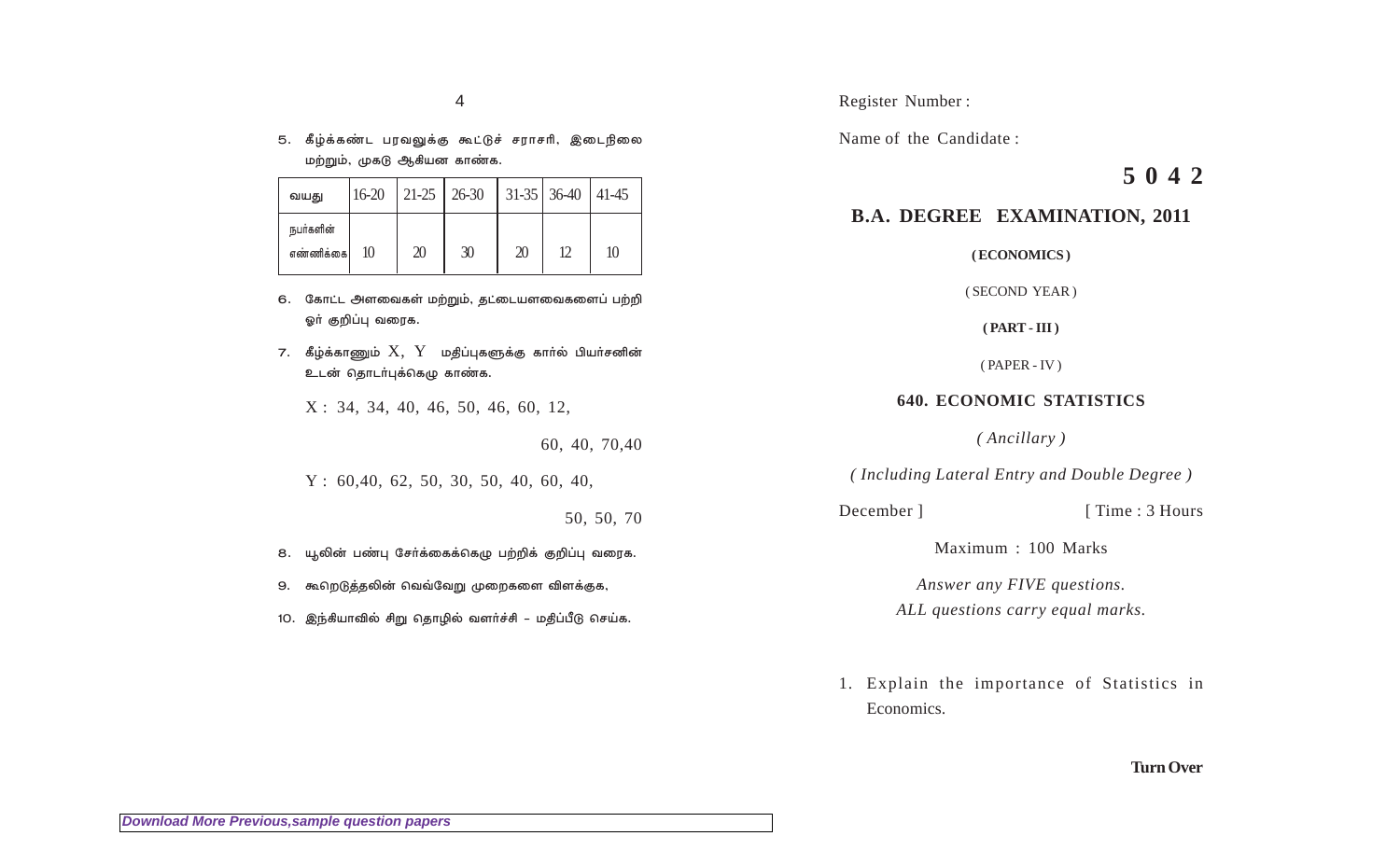5. கீழ்க்கண்ட பரவலுக்கு கூட்டுச் சராசரி, இடைநிலை மற்றும், முகடு ஆகியன காண்க.

| வயது | 16-20 | 21-25 | 26-30 | 31-35 | 36-40 | 41-45 |
|---|---|---|---|---|---|---|
| நபர்களின் எண்ணிக்கை | 10 | 20 | 30 | 20 | 12 | 10 |

6. கோட்ட அளவைகள் மற்றும், தட்டையளவைகளைப் பற்றி ஓர் குறிப்பு வரைக.

7. கீழ்க்காணும் X, Y மதிப்புகளுக்கு கார்ல் பியர்சனின் உடன் தொடர்புக்கெழு காண்க.

X : 34, 34, 40, 46, 50, 46, 60, 12, 60, 40, 70,40

Y : 60,40, 62, 50, 30, 50, 40, 60, 40, 50, 50, 70

8. யூலின் பண்பு சேர்க்கைக்கெழு பற்றிக் குறிப்பு வரைக.

9. கூறெடுத்தலின் வெவ்வேறு முறைகளை விளக்குக,

10. இந்தியாவில் சிறு தொழில் வளர்ச்சி – மதிப்பீடு செய்க.

Register Number :

Name of the Candidate :

**5 0 4 2**

## B.A. DEGREE EXAMINATION, 2011

**( ECONOMICS )**

( SECOND YEAR )

**( PART - III )**

( PAPER - IV )

### 640. ECONOMIC STATISTICS

*( Ancillary )*

*( Including Lateral Entry and Double Degree )*

December ] [ Time : 3 Hours

Maximum : 100 Marks

*Answer any FIVE questions.*
*ALL questions carry equal marks.*

1. Explain the importance of Statistics in Economics.

**Turn Over**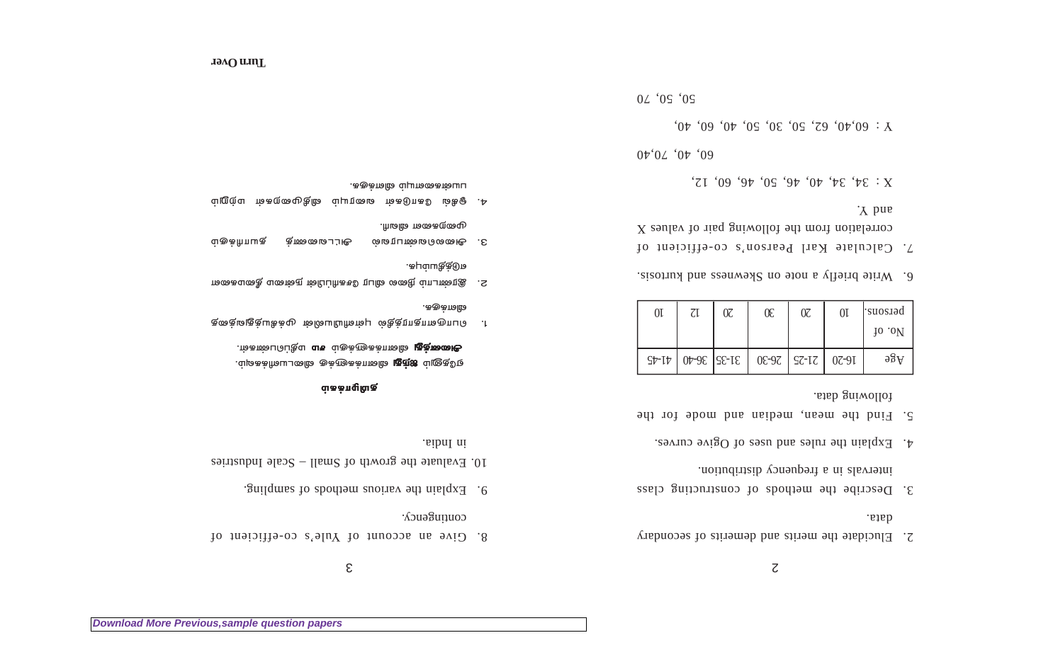2. Elucidate the merits and demerits of secondary data.

3. Describe the methods of constructing class intervals in a frequency distribution.

4. Explain the rules and uses of Ogive curves.

5. Find the mean, median and mode for the following data.

| Age | 16-20 | 21-25 | 26-30 | 31-35 | 36-40 | 41-45 |
|---|---|---|---|---|---|---|
| No. of persons. | 10 | 20 | 30 | 20 | 12 | 10 |

6. Write briefly a note on Skewness and kurtosis.

7. Calculate Karl Pearson's co-efficient of correlation from the following pair of values X and Y.

X : 34, 34, 40, 46, 50, 46, 60, 12, 60, 40, 70,40

Y : 60,40, 62, 50, 30, 50, 40, 60, 40, 50, 50, 70

8. Give an account of Yule's co-efficient of contingency.

9. Explain the various methods of sampling.

10. Evaluate the growth of Small – Scale Industries in India.

## தமிழாக்கம்

ஏதேனும் **ஐந்து** வினாக்களுக்கு விடையளிக்கவும்.

**அனைத்து** வினாக்களுக்கும் **சம** மதிப்பெண்கள்.

1. பொருளாதாரத்தில் புள்ளியியலின் பங்களிப்புகளை விளக்குக.

2. இரண்டாம் நிலை விபர சேகரிப்பின் நன்மை தீமைகளை எடுத்துரைக்க.

3. அலைவெண்பரவல் அட்டவணைத் தயாரிக்கும் முறைகளை விவரி.

4. ஓகிவ் கோடுகள் வரைவதற்கான விதிமுறைகள் மற்றும் பயன்களையும் விளக்குக.